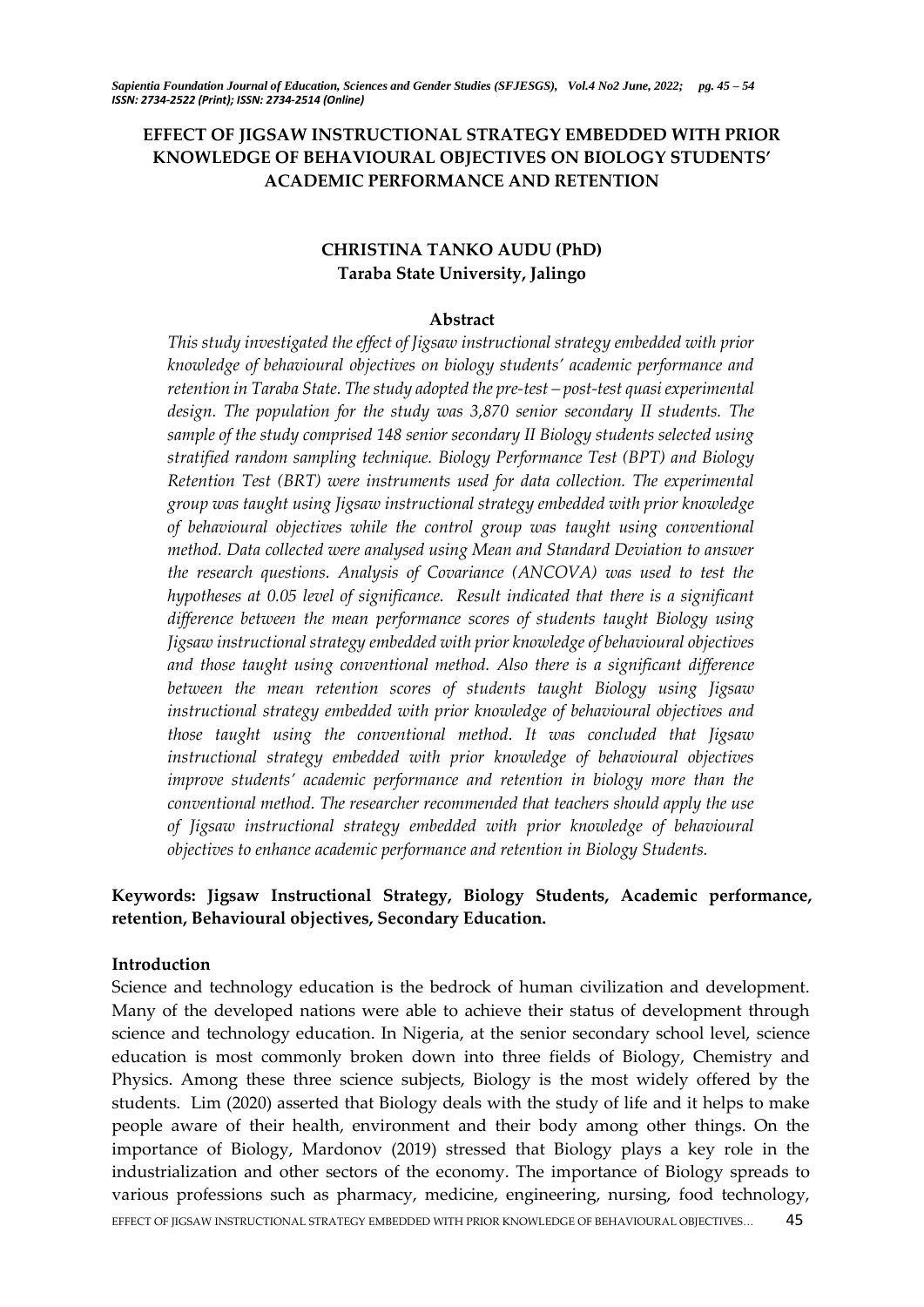# EFFECT OF JIGSAW INSTRUCTIONAL STRATEGY EMBEDDED WITH PRIOR KNOWLEDGE OF BEHAVIOURAL OBJECTIVES ON BIOLOGY STUDENTS' ACADEMIC PERFORMANCE AND RETENTION

**CHRISTINA TANKO AUDU (PhD)**
**Taraba State University, Jalingo**

## Abstract

*This study investigated the effect of Jigsaw instructional strategy embedded with prior knowledge of behavioural objectives on biology students' academic performance and retention in Taraba State. The study adopted the pre-test – post-test quasi experimental design. The population for the study was 3,870 senior secondary II students. The sample of the study comprised 148 senior secondary II Biology students selected using stratified random sampling technique. Biology Performance Test (BPT) and Biology Retention Test (BRT) were instruments used for data collection. The experimental group was taught using Jigsaw instructional strategy embedded with prior knowledge of behavioural objectives while the control group was taught using conventional method. Data collected were analysed using Mean and Standard Deviation to answer the research questions. Analysis of Covariance (ANCOVA) was used to test the hypotheses at 0.05 level of significance. Result indicated that there is a significant difference between the mean performance scores of students taught Biology using Jigsaw instructional strategy embedded with prior knowledge of behavioural objectives and those taught using conventional method. Also there is a significant difference between the mean retention scores of students taught Biology using Jigsaw instructional strategy embedded with prior knowledge of behavioural objectives and those taught using the conventional method. It was concluded that Jigsaw instructional strategy embedded with prior knowledge of behavioural objectives improve students' academic performance and retention in biology more than the conventional method. The researcher recommended that teachers should apply the use of Jigsaw instructional strategy embedded with prior knowledge of behavioural objectives to enhance academic performance and retention in Biology Students.*

**Keywords: Jigsaw Instructional Strategy, Biology Students, Academic performance, retention, Behavioural objectives, Secondary Education.**

## Introduction

Science and technology education is the bedrock of human civilization and development. Many of the developed nations were able to achieve their status of development through science and technology education. In Nigeria, at the senior secondary school level, science education is most commonly broken down into three fields of Biology, Chemistry and Physics. Among these three science subjects, Biology is the most widely offered by the students. Lim (2020) asserted that Biology deals with the study of life and it helps to make people aware of their health, environment and their body among other things. On the importance of Biology, Mardonov (2019) stressed that Biology plays a key role in the industrialization and other sectors of the economy. The importance of Biology spreads to various professions such as pharmacy, medicine, engineering, nursing, food technology,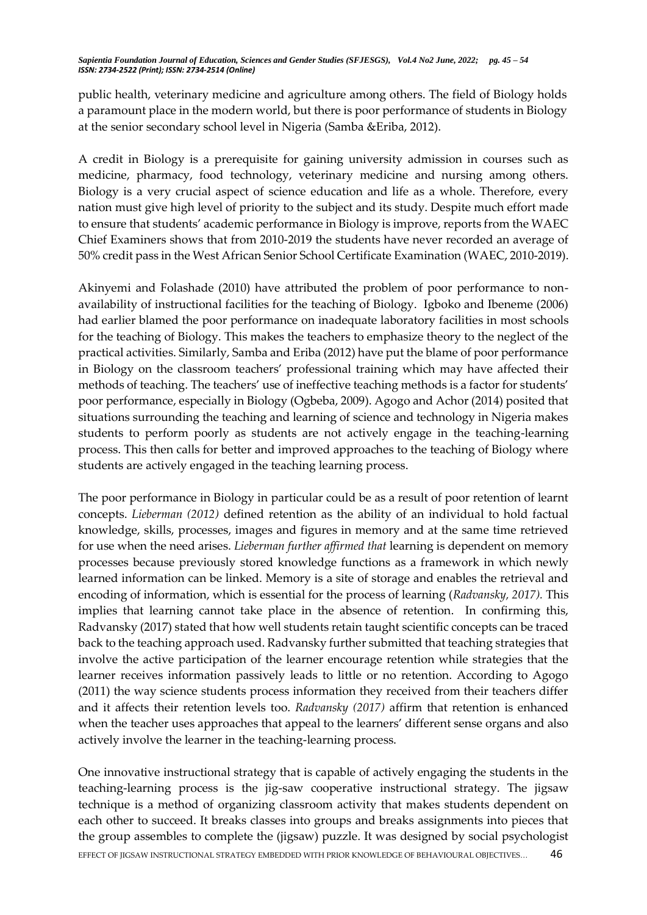public health, veterinary medicine and agriculture among others. The field of Biology holds a paramount place in the modern world, but there is poor performance of students in Biology at the senior secondary school level in Nigeria (Samba &Eriba, 2012).

A credit in Biology is a prerequisite for gaining university admission in courses such as medicine, pharmacy, food technology, veterinary medicine and nursing among others. Biology is a very crucial aspect of science education and life as a whole. Therefore, every nation must give high level of priority to the subject and its study. Despite much effort made to ensure that students' academic performance in Biology is improve, reports from the WAEC Chief Examiners shows that from 2010-2019 the students have never recorded an average of 50% credit pass in the West African Senior School Certificate Examination (WAEC, 2010-2019).

Akinyemi and Folashade (2010) have attributed the problem of poor performance to non-availability of instructional facilities for the teaching of Biology. Igboko and Ibeneme (2006) had earlier blamed the poor performance on inadequate laboratory facilities in most schools for the teaching of Biology. This makes the teachers to emphasize theory to the neglect of the practical activities. Similarly, Samba and Eriba (2012) have put the blame of poor performance in Biology on the classroom teachers' professional training which may have affected their methods of teaching. The teachers' use of ineffective teaching methods is a factor for students' poor performance, especially in Biology (Ogbeba, 2009). Agogo and Achor (2014) posited that situations surrounding the teaching and learning of science and technology in Nigeria makes students to perform poorly as students are not actively engage in the teaching-learning process. This then calls for better and improved approaches to the teaching of Biology where students are actively engaged in the teaching learning process.

The poor performance in Biology in particular could be as a result of poor retention of learnt concepts. *Lieberman (2012)* defined retention as the ability of an individual to hold factual knowledge, skills, processes, images and figures in memory and at the same time retrieved for use when the need arises. *Lieberman further affirmed that* learning is dependent on memory processes because previously stored knowledge functions as a framework in which newly learned information can be linked. Memory is a site of storage and enables the retrieval and encoding of information, which is essential for the process of learning (*Radvansky, 2017).* This implies that learning cannot take place in the absence of retention. In confirming this, Radvansky (2017) stated that how well students retain taught scientific concepts can be traced back to the teaching approach used. Radvansky further submitted that teaching strategies that involve the active participation of the learner encourage retention while strategies that the learner receives information passively leads to little or no retention. According to Agogo (2011) the way science students process information they received from their teachers differ and it affects their retention levels too. *Radvansky (2017)* affirm that retention is enhanced when the teacher uses approaches that appeal to the learners' different sense organs and also actively involve the learner in the teaching-learning process.

One innovative instructional strategy that is capable of actively engaging the students in the teaching-learning process is the jig-saw cooperative instructional strategy. The jigsaw technique is a method of organizing classroom activity that makes students dependent on each other to succeed. It breaks classes into groups and breaks assignments into pieces that the group assembles to complete the (jigsaw) puzzle. It was designed by social psychologist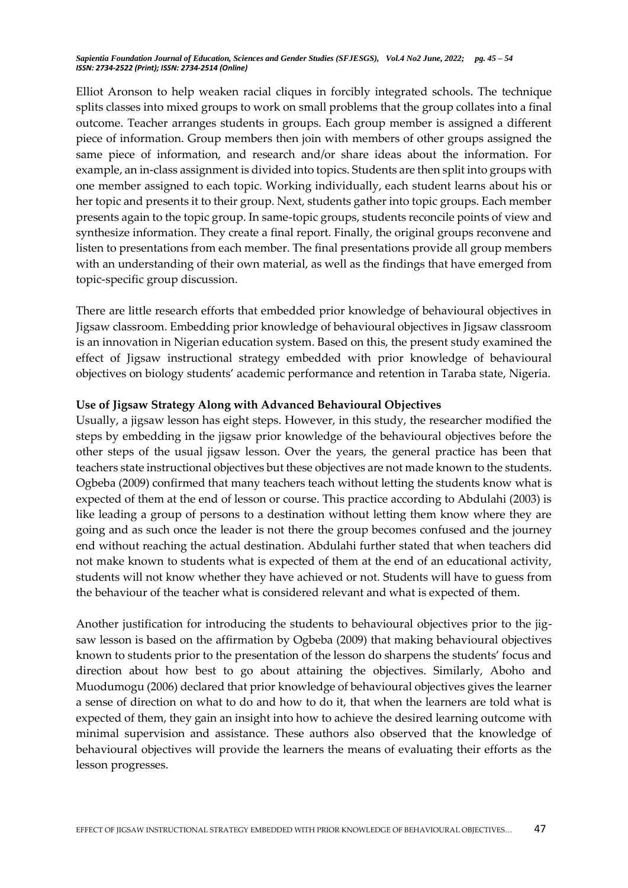Elliot Aronson to help weaken racial cliques in forcibly integrated schools. The technique splits classes into mixed groups to work on small problems that the group collates into a final outcome. Teacher arranges students in groups. Each group member is assigned a different piece of information. Group members then join with members of other groups assigned the same piece of information, and research and/or share ideas about the information. For example, an in-class assignment is divided into topics. Students are then split into groups with one member assigned to each topic. Working individually, each student learns about his or her topic and presents it to their group. Next, students gather into topic groups. Each member presents again to the topic group. In same-topic groups, students reconcile points of view and synthesize information. They create a final report. Finally, the original groups reconvene and listen to presentations from each member. The final presentations provide all group members with an understanding of their own material, as well as the findings that have emerged from topic-specific group discussion.

There are little research efforts that embedded prior knowledge of behavioural objectives in Jigsaw classroom. Embedding prior knowledge of behavioural objectives in Jigsaw classroom is an innovation in Nigerian education system. Based on this, the present study examined the effect of Jigsaw instructional strategy embedded with prior knowledge of behavioural objectives on biology students' academic performance and retention in Taraba state, Nigeria.

**Use of Jigsaw Strategy Along with Advanced Behavioural Objectives**

Usually, a jigsaw lesson has eight steps. However, in this study, the researcher modified the steps by embedding in the jigsaw prior knowledge of the behavioural objectives before the other steps of the usual jigsaw lesson. Over the years, the general practice has been that teachers state instructional objectives but these objectives are not made known to the students. Ogbeba (2009) confirmed that many teachers teach without letting the students know what is expected of them at the end of lesson or course. This practice according to Abdulahi (2003) is like leading a group of persons to a destination without letting them know where they are going and as such once the leader is not there the group becomes confused and the journey end without reaching the actual destination. Abdulahi further stated that when teachers did not make known to students what is expected of them at the end of an educational activity, students will not know whether they have achieved or not. Students will have to guess from the behaviour of the teacher what is considered relevant and what is expected of them.

Another justification for introducing the students to behavioural objectives prior to the jig-saw lesson is based on the affirmation by Ogbeba (2009) that making behavioural objectives known to students prior to the presentation of the lesson do sharpens the students' focus and direction about how best to go about attaining the objectives. Similarly, Aboho and Muodumogu (2006) declared that prior knowledge of behavioural objectives gives the learner a sense of direction on what to do and how to do it, that when the learners are told what is expected of them, they gain an insight into how to achieve the desired learning outcome with minimal supervision and assistance. These authors also observed that the knowledge of behavioural objectives will provide the learners the means of evaluating their efforts as the lesson progresses.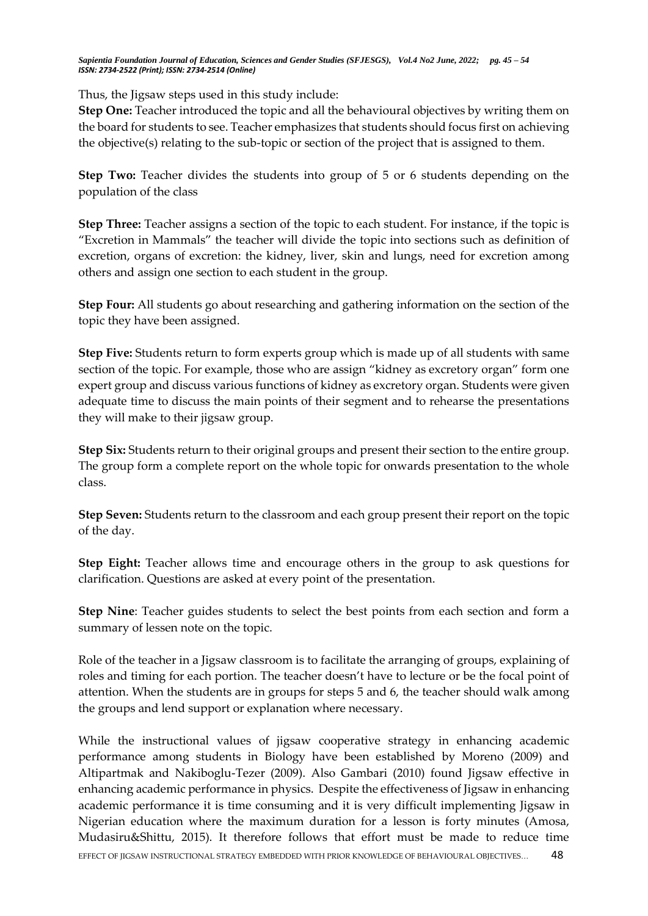Thus, the Jigsaw steps used in this study include:

**Step One:** Teacher introduced the topic and all the behavioural objectives by writing them on the board for students to see. Teacher emphasizes that students should focus first on achieving the objective(s) relating to the sub-topic or section of the project that is assigned to them.

**Step Two:** Teacher divides the students into group of 5 or 6 students depending on the population of the class

**Step Three:** Teacher assigns a section of the topic to each student. For instance, if the topic is "Excretion in Mammals" the teacher will divide the topic into sections such as definition of excretion, organs of excretion: the kidney, liver, skin and lungs, need for excretion among others and assign one section to each student in the group.

**Step Four:** All students go about researching and gathering information on the section of the topic they have been assigned.

**Step Five:** Students return to form experts group which is made up of all students with same section of the topic. For example, those who are assign "kidney as excretory organ" form one expert group and discuss various functions of kidney as excretory organ. Students were given adequate time to discuss the main points of their segment and to rehearse the presentations they will make to their jigsaw group.

**Step Six:** Students return to their original groups and present their section to the entire group. The group form a complete report on the whole topic for onwards presentation to the whole class.

**Step Seven:** Students return to the classroom and each group present their report on the topic of the day.

**Step Eight:** Teacher allows time and encourage others in the group to ask questions for clarification. Questions are asked at every point of the presentation.

**Step Nine**: Teacher guides students to select the best points from each section and form a summary of lessen note on the topic.

Role of the teacher in a Jigsaw classroom is to facilitate the arranging of groups, explaining of roles and timing for each portion. The teacher doesn't have to lecture or be the focal point of attention. When the students are in groups for steps 5 and 6, the teacher should walk among the groups and lend support or explanation where necessary.

While the instructional values of jigsaw cooperative strategy in enhancing academic performance among students in Biology have been established by Moreno (2009) and Altipartmak and Nakiboglu-Tezer (2009). Also Gambari (2010) found Jigsaw effective in enhancing academic performance in physics. Despite the effectiveness of Jigsaw in enhancing academic performance it is time consuming and it is very difficult implementing Jigsaw in Nigerian education where the maximum duration for a lesson is forty minutes (Amosa, Mudasiru&Shittu, 2015). It therefore follows that effort must be made to reduce time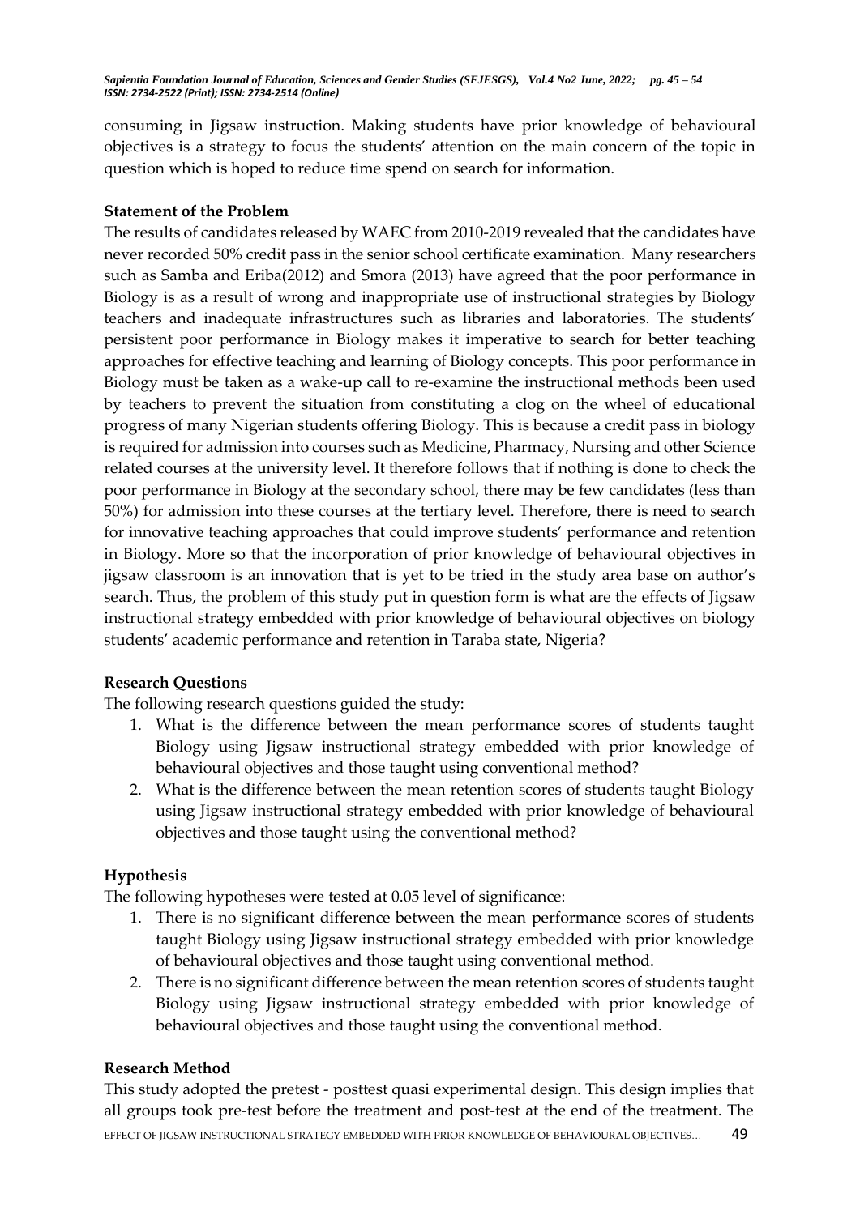consuming in Jigsaw instruction. Making students have prior knowledge of behavioural objectives is a strategy to focus the students' attention on the main concern of the topic in question which is hoped to reduce time spend on search for information.

**Statement of the Problem**

The results of candidates released by WAEC from 2010-2019 revealed that the candidates have never recorded 50% credit pass in the senior school certificate examination. Many researchers such as Samba and Eriba(2012) and Smora (2013) have agreed that the poor performance in Biology is as a result of wrong and inappropriate use of instructional strategies by Biology teachers and inadequate infrastructures such as libraries and laboratories. The students' persistent poor performance in Biology makes it imperative to search for better teaching approaches for effective teaching and learning of Biology concepts. This poor performance in Biology must be taken as a wake-up call to re-examine the instructional methods been used by teachers to prevent the situation from constituting a clog on the wheel of educational progress of many Nigerian students offering Biology. This is because a credit pass in biology is required for admission into courses such as Medicine, Pharmacy, Nursing and other Science related courses at the university level. It therefore follows that if nothing is done to check the poor performance in Biology at the secondary school, there may be few candidates (less than 50%) for admission into these courses at the tertiary level. Therefore, there is need to search for innovative teaching approaches that could improve students' performance and retention in Biology. More so that the incorporation of prior knowledge of behavioural objectives in jigsaw classroom is an innovation that is yet to be tried in the study area base on author's search. Thus, the problem of this study put in question form is what are the effects of Jigsaw instructional strategy embedded with prior knowledge of behavioural objectives on biology students' academic performance and retention in Taraba state, Nigeria?

**Research Questions**

The following research questions guided the study:

1. What is the difference between the mean performance scores of students taught Biology using Jigsaw instructional strategy embedded with prior knowledge of behavioural objectives and those taught using conventional method?
2. What is the difference between the mean retention scores of students taught Biology using Jigsaw instructional strategy embedded with prior knowledge of behavioural objectives and those taught using the conventional method?

**Hypothesis**

The following hypotheses were tested at 0.05 level of significance:

1. There is no significant difference between the mean performance scores of students taught Biology using Jigsaw instructional strategy embedded with prior knowledge of behavioural objectives and those taught using conventional method.
2. There is no significant difference between the mean retention scores of students taught Biology using Jigsaw instructional strategy embedded with prior knowledge of behavioural objectives and those taught using the conventional method.

**Research Method**

This study adopted the pretest - posttest quasi experimental design. This design implies that all groups took pre-test before the treatment and post-test at the end of the treatment. The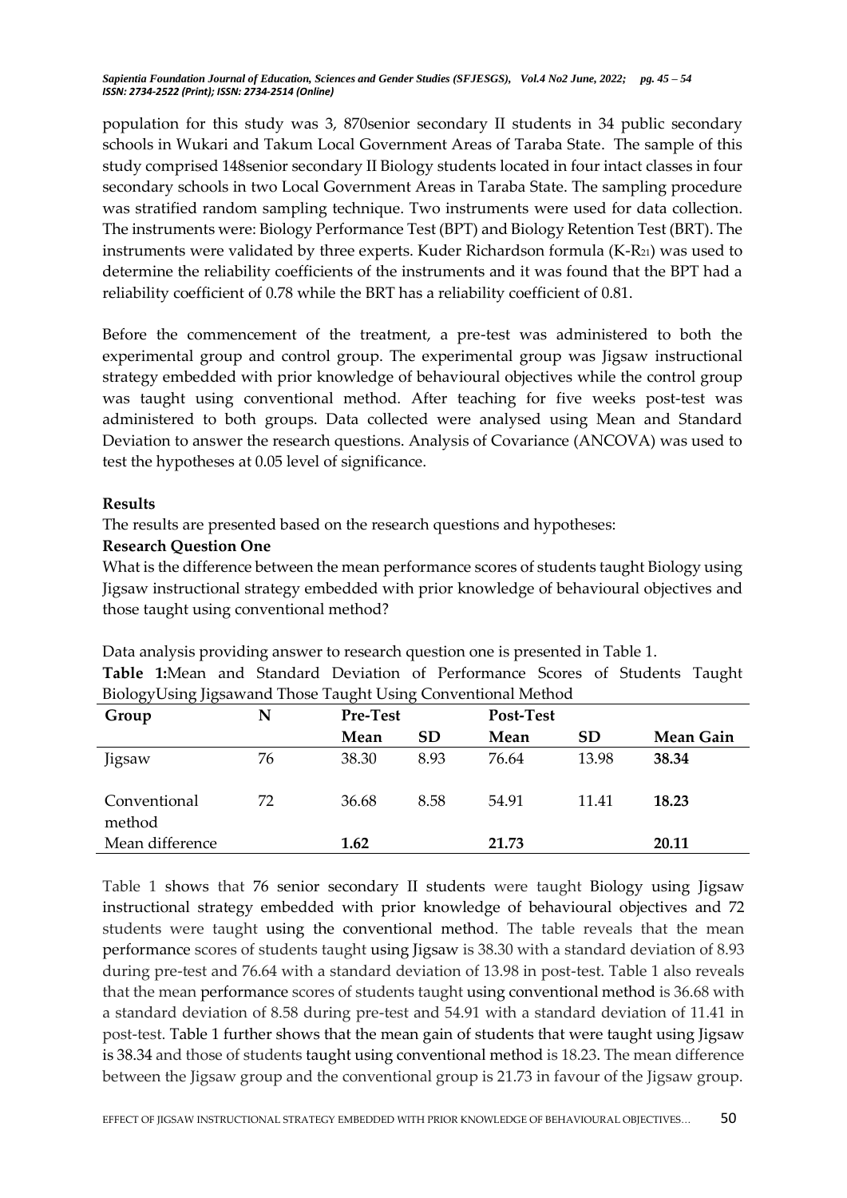population for this study was 3, 870senior secondary II students in 34 public secondary schools in Wukari and Takum Local Government Areas of Taraba State. The sample of this study comprised 148senior secondary II Biology students located in four intact classes in four secondary schools in two Local Government Areas in Taraba State. The sampling procedure was stratified random sampling technique. Two instruments were used for data collection. The instruments were: Biology Performance Test (BPT) and Biology Retention Test (BRT). The instruments were validated by three experts. Kuder Richardson formula (K-$R_{21}$) was used to determine the reliability coefficients of the instruments and it was found that the BPT had a reliability coefficient of 0.78 while the BRT has a reliability coefficient of 0.81.

Before the commencement of the treatment, a pre-test was administered to both the experimental group and control group. The experimental group was Jigsaw instructional strategy embedded with prior knowledge of behavioural objectives while the control group was taught using conventional method. After teaching for five weeks post-test was administered to both groups. Data collected were analysed using Mean and Standard Deviation to answer the research questions. Analysis of Covariance (ANCOVA) was used to test the hypotheses at 0.05 level of significance.

## Results

The results are presented based on the research questions and hypotheses:

### Research Question One

What is the difference between the mean performance scores of students taught Biology using Jigsaw instructional strategy embedded with prior knowledge of behavioural objectives and those taught using conventional method?

Data analysis providing answer to research question one is presented in Table 1.

**Table 1:**Mean and Standard Deviation of Performance Scores of Students Taught BiologyUsing Jigsawand Those Taught Using Conventional Method

| Group | N | Pre-Test | | Post-Test | | |
|---|---|---|---|---|---|---|
| | | Mean | SD | Mean | SD | Mean Gain |
| Jigsaw | 76 | 38.30 | 8.93 | 76.64 | 13.98 | **38.34** |
| Conventional method | 72 | 36.68 | 8.58 | 54.91 | 11.41 | **18.23** |
| Mean difference | | **1.62** | | **21.73** | | **20.11** |

Table 1 shows that 76 senior secondary II students were taught Biology using Jigsaw instructional strategy embedded with prior knowledge of behavioural objectives and 72 students were taught using the conventional method. The table reveals that the mean performance scores of students taught using Jigsaw is 38.30 with a standard deviation of 8.93 during pre-test and 76.64 with a standard deviation of 13.98 in post-test. Table 1 also reveals that the mean performance scores of students taught using conventional method is 36.68 with a standard deviation of 8.58 during pre-test and 54.91 with a standard deviation of 11.41 in post-test. Table 1 further shows that the mean gain of students that were taught using Jigsaw is 38.34 and those of students taught using conventional method is 18.23. The mean difference between the Jigsaw group and the conventional group is 21.73 in favour of the Jigsaw group.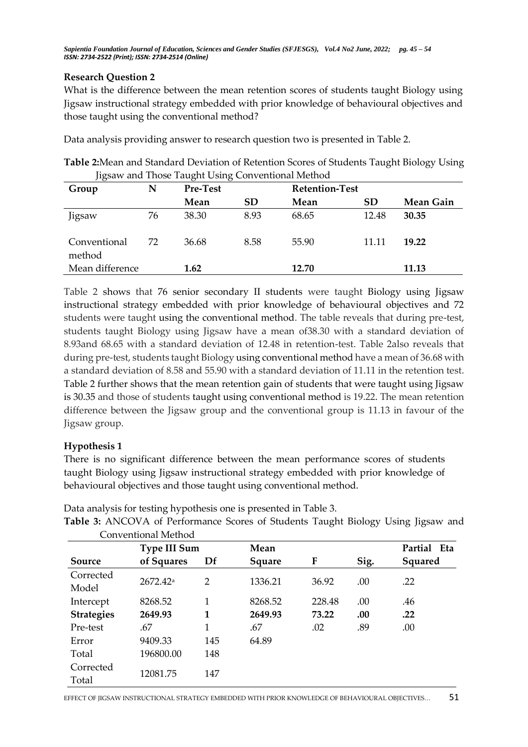**Research Question 2**

What is the difference between the mean retention scores of students taught Biology using Jigsaw instructional strategy embedded with prior knowledge of behavioural objectives and those taught using the conventional method?

Data analysis providing answer to research question two is presented in Table 2.

**Table 2:**Mean and Standard Deviation of Retention Scores of Students Taught Biology Using Jigsaw and Those Taught Using Conventional Method

| Group | N | Pre-Test | | Retention-Test | | |
|---|---|---|---|---|---|---|
| | | Mean | SD | Mean | SD | Mean Gain |
| Jigsaw | 76 | 38.30 | 8.93 | 68.65 | 12.48 | **30.35** |
| Conventional method | 72 | 36.68 | 8.58 | 55.90 | 11.11 | **19.22** |
| Mean difference | | **1.62** | | **12.70** | | **11.13** |

Table 2 shows that 76 senior secondary II students were taught Biology using Jigsaw instructional strategy embedded with prior knowledge of behavioural objectives and 72 students were taught using the conventional method. The table reveals that during pre-test, students taught Biology using Jigsaw have a mean of38.30 with a standard deviation of 8.93and 68.65 with a standard deviation of 12.48 in retention-test. Table 2also reveals that during pre-test, students taught Biology using conventional method have a mean of 36.68 with a standard deviation of 8.58 and 55.90 with a standard deviation of 11.11 in the retention test. Table 2 further shows that the mean retention gain of students that were taught using Jigsaw is 30.35 and those of students taught using conventional method is 19.22. The mean retention difference between the Jigsaw group and the conventional group is 11.13 in favour of the Jigsaw group.

**Hypothesis 1**

There is no significant difference between the mean performance scores of students taught Biology using Jigsaw instructional strategy embedded with prior knowledge of behavioural objectives and those taught using conventional method.

Data analysis for testing hypothesis one is presented in Table 3.

**Table 3:** ANCOVA of Performance Scores of Students Taught Biology Using Jigsaw and Conventional Method

| Source | Type III Sum of Squares | Df | Mean Square | F | Sig. | Partial Eta Squared |
|---|---|---|---|---|---|---|
| Corrected Model | 2672.42[a] | 2 | 1336.21 | 36.92 | .00 | .22 |
| Intercept | 8268.52 | 1 | 8268.52 | 228.48 | .00 | .46 |
| **Strategies** | **2649.93** | **1** | **2649.93** | **73.22** | **.00** | **.22** |
| Pre-test | .67 | 1 | .67 | .02 | .89 | .00 |
| Error | 9409.33 | 145 | 64.89 | | | |
| Total | 196800.00 | 148 | | | | |
| Corrected Total | 12081.75 | 147 | | | | |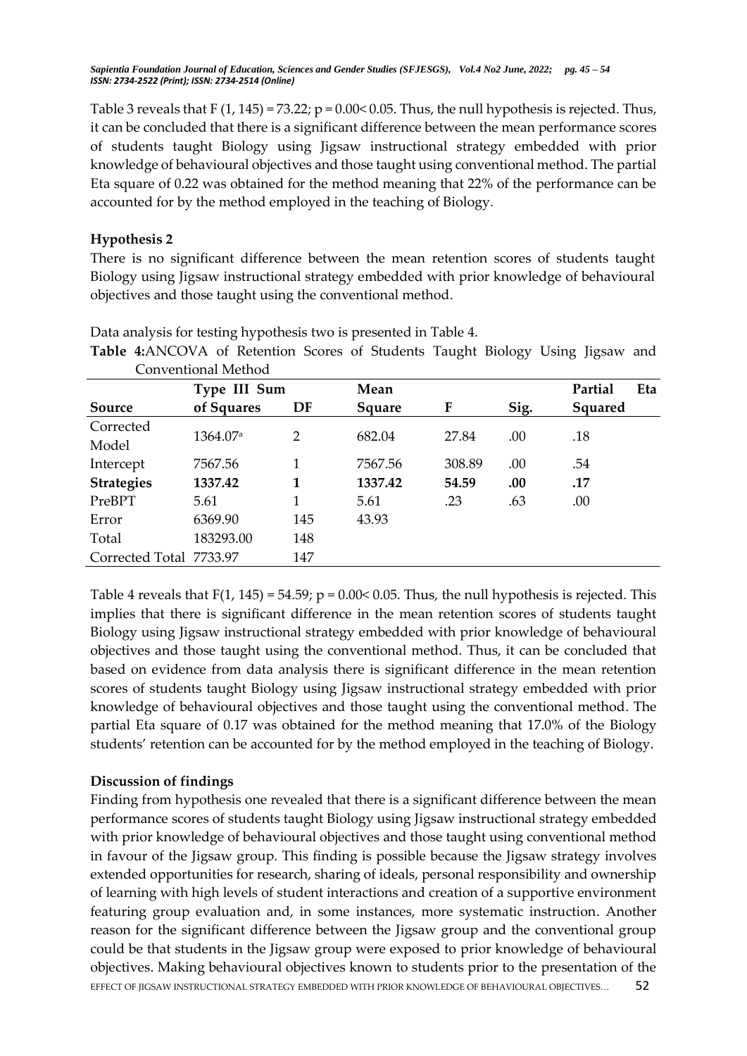Table 3 reveals that $F(1, 145) = 73.22$; $p = 0.00 < 0.05$. Thus, the null hypothesis is rejected. Thus, it can be concluded that there is a significant difference between the mean performance scores of students taught Biology using Jigsaw instructional strategy embedded with prior knowledge of behavioural objectives and those taught using conventional method. The partial Eta square of 0.22 was obtained for the method meaning that 22% of the performance can be accounted for by the method employed in the teaching of Biology.

**Hypothesis 2**

There is no significant difference between the mean retention scores of students taught Biology using Jigsaw instructional strategy embedded with prior knowledge of behavioural objectives and those taught using the conventional method.

Data analysis for testing hypothesis two is presented in Table 4.

**Table 4:** ANCOVA of Retention Scores of Students Taught Biology Using Jigsaw and Conventional Method

| Source | Type III Sum of Squares | DF | Mean Square | F | Sig. | Partial Eta Squared |
|---|---|---|---|---|---|---|
| Corrected Model | 1364.07[a] | 2 | 682.04 | 27.84 | .00 | .18 |
| Intercept | 7567.56 | 1 | 7567.56 | 308.89 | .00 | .54 |
| **Strategies** | **1337.42** | **1** | **1337.42** | **54.59** | **.00** | **.17** |
| PreBPT | 5.61 | 1 | 5.61 | .23 | .63 | .00 |
| Error | 6369.90 | 145 | 43.93 | | | |
| Total | 183293.00 | 148 | | | | |
| Corrected Total | 7733.97 | 147 | | | | |

Table 4 reveals that $F(1, 145) = 54.59$; $p = 0.00 < 0.05$. Thus, the null hypothesis is rejected. This implies that there is significant difference in the mean retention scores of students taught Biology using Jigsaw instructional strategy embedded with prior knowledge of behavioural objectives and those taught using the conventional method. Thus, it can be concluded that based on evidence from data analysis there is significant difference in the mean retention scores of students taught Biology using Jigsaw instructional strategy embedded with prior knowledge of behavioural objectives and those taught using the conventional method. The partial Eta square of 0.17 was obtained for the method meaning that 17.0% of the Biology students' retention can be accounted for by the method employed in the teaching of Biology.

**Discussion of findings**

Finding from hypothesis one revealed that there is a significant difference between the mean performance scores of students taught Biology using Jigsaw instructional strategy embedded with prior knowledge of behavioural objectives and those taught using conventional method in favour of the Jigsaw group. This finding is possible because the Jigsaw strategy involves extended opportunities for research, sharing of ideals, personal responsibility and ownership of learning with high levels of student interactions and creation of a supportive environment featuring group evaluation and, in some instances, more systematic instruction. Another reason for the significant difference between the Jigsaw group and the conventional group could be that students in the Jigsaw group were exposed to prior knowledge of behavioural objectives. Making behavioural objectives known to students prior to the presentation of the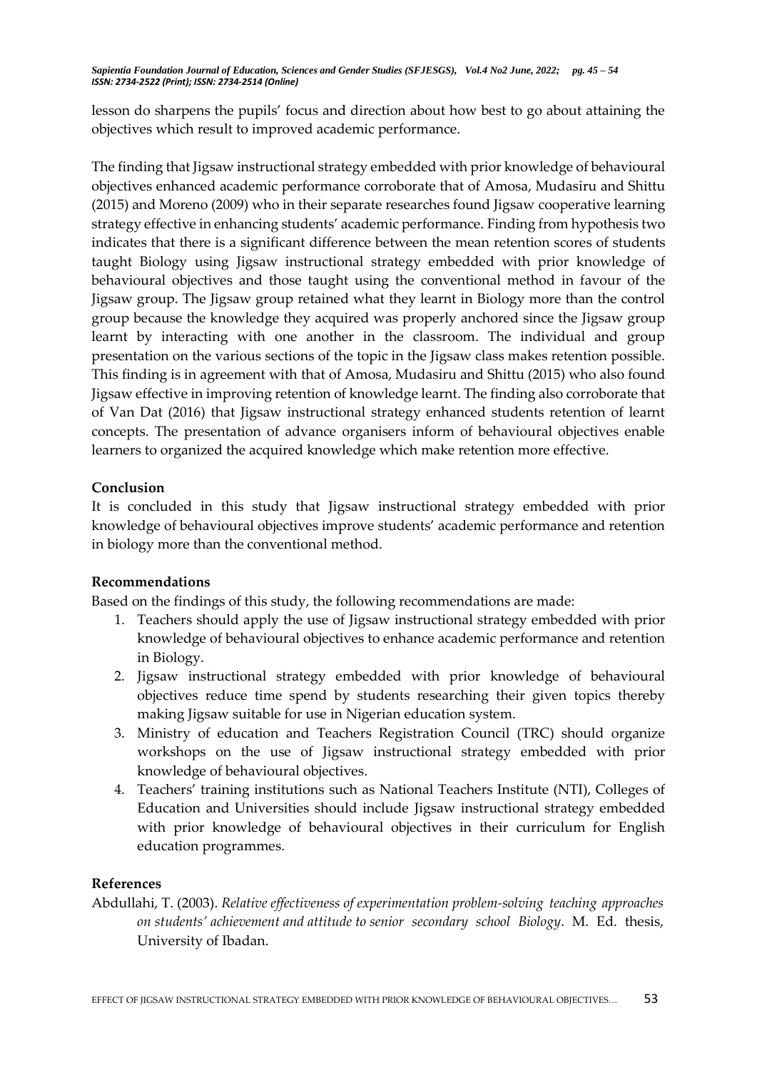lesson do sharpens the pupils' focus and direction about how best to go about attaining the objectives which result to improved academic performance.

The finding that Jigsaw instructional strategy embedded with prior knowledge of behavioural objectives enhanced academic performance corroborate that of Amosa, Mudasiru and Shittu (2015) and Moreno (2009) who in their separate researches found Jigsaw cooperative learning strategy effective in enhancing students' academic performance. Finding from hypothesis two indicates that there is a significant difference between the mean retention scores of students taught Biology using Jigsaw instructional strategy embedded with prior knowledge of behavioural objectives and those taught using the conventional method in favour of the Jigsaw group. The Jigsaw group retained what they learnt in Biology more than the control group because the knowledge they acquired was properly anchored since the Jigsaw group learnt by interacting with one another in the classroom. The individual and group presentation on the various sections of the topic in the Jigsaw class makes retention possible. This finding is in agreement with that of Amosa, Mudasiru and Shittu (2015) who also found Jigsaw effective in improving retention of knowledge learnt. The finding also corroborate that of Van Dat (2016) that Jigsaw instructional strategy enhanced students retention of learnt concepts. The presentation of advance organisers inform of behavioural objectives enable learners to organized the acquired knowledge which make retention more effective.

### Conclusion

It is concluded in this study that Jigsaw instructional strategy embedded with prior knowledge of behavioural objectives improve students' academic performance and retention in biology more than the conventional method.

### Recommendations

Based on the findings of this study, the following recommendations are made:

1. Teachers should apply the use of Jigsaw instructional strategy embedded with prior knowledge of behavioural objectives to enhance academic performance and retention in Biology.
2. Jigsaw instructional strategy embedded with prior knowledge of behavioural objectives reduce time spend by students researching their given topics thereby making Jigsaw suitable for use in Nigerian education system.
3. Ministry of education and Teachers Registration Council (TRC) should organize workshops on the use of Jigsaw instructional strategy embedded with prior knowledge of behavioural objectives.
4. Teachers' training institutions such as National Teachers Institute (NTI), Colleges of Education and Universities should include Jigsaw instructional strategy embedded with prior knowledge of behavioural objectives in their curriculum for English education programmes.

### References

Abdullahi, T. (2003). *Relative effectiveness of experimentation problem-solving teaching approaches on students' achievement and attitude to senior secondary school Biology*. M. Ed. thesis, University of Ibadan.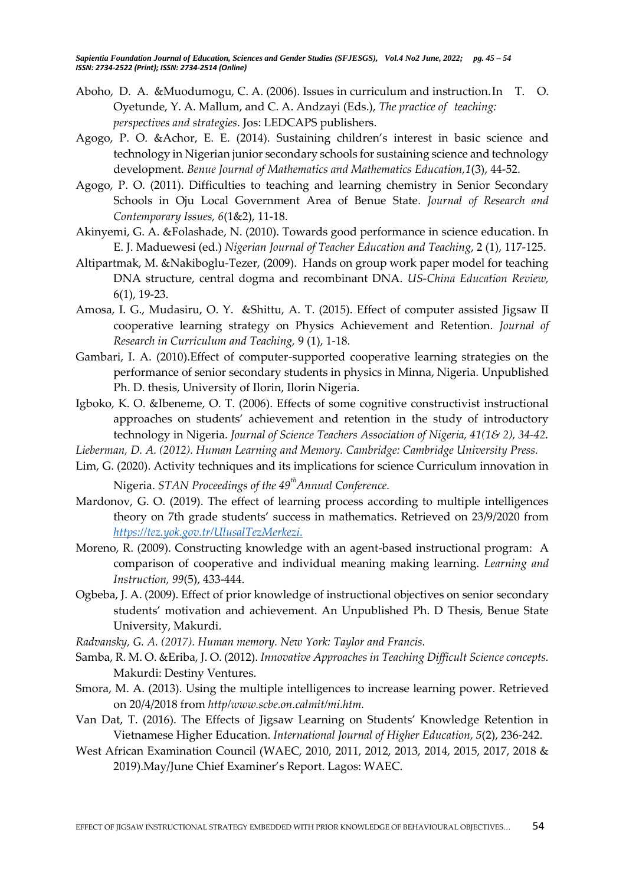Aboho, D. A. &Muodumogu, C. A. (2006). Issues in curriculum and instruction. In T. O. Oyetunde, Y. A. Mallum, and C. A. Andzayi (Eds.), *The practice of teaching: perspectives and strategies*. Jos: LEDCAPS publishers.

Agogo, P. O. &Achor, E. E. (2014). Sustaining children's interest in basic science and technology in Nigerian junior secondary schools for sustaining science and technology development. *Benue Journal of Mathematics and Mathematics Education,1*(3), 44-52.

Agogo, P. O. (2011). Difficulties to teaching and learning chemistry in Senior Secondary Schools in Oju Local Government Area of Benue State. *Journal of Research and Contemporary Issues, 6*(1&2), 11-18.

Akinyemi, G. A. &Folashade, N. (2010). Towards good performance in science education. In E. J. Maduewesi (ed.) *Nigerian Journal of Teacher Education and Teaching*, 2 (1), 117-125.

Altipartmak, M. &Nakiboglu-Tezer, (2009). Hands on group work paper model for teaching DNA structure, central dogma and recombinant DNA. *US-China Education Review,* 6(1), 19-23.

Amosa, I. G., Mudasiru, O. Y. &Shittu, A. T. (2015). Effect of computer assisted Jigsaw II cooperative learning strategy on Physics Achievement and Retention. *Journal of Research in Curriculum and Teaching,* 9 (1), 1-18.

Gambari, I. A. (2010).Effect of computer-supported cooperative learning strategies on the performance of senior secondary students in physics in Minna, Nigeria. Unpublished Ph. D. thesis, University of Ilorin, Ilorin Nigeria.

Igboko, K. O. &Ibeneme, O. T. (2006). Effects of some cognitive constructivist instructional approaches on students' achievement and retention in the study of introductory technology in Nigeria. *Journal of Science Teachers Association of Nigeria, 41(1& 2), 34-42.*

*Lieberman, D. A. (2012). Human Learning and Memory. Cambridge: Cambridge University Press.*

Lim, G. (2020). Activity techniques and its implications for science Curriculum innovation in Nigeria. *STAN Proceedings of the 49th Annual Conference.*

Mardonov, G. O. (2019). The effect of learning process according to multiple intelligences theory on 7th grade students' success in mathematics. Retrieved on 23/9/2020 from *https://tez.yok.gov.tr/UlusalTezMerkezi.*

Moreno, R. (2009). Constructing knowledge with an agent-based instructional program: A comparison of cooperative and individual meaning making learning. *Learning and Instruction, 99*(5), 433-444.

Ogbeba, J. A. (2009). Effect of prior knowledge of instructional objectives on senior secondary students' motivation and achievement. An Unpublished Ph. D Thesis, Benue State University, Makurdi.

*Radvansky, G. A. (2017). Human memory. New York: Taylor and Francis.*

Samba, R. M. O. &Eriba, J. O. (2012). *Innovative Approaches in Teaching Difficult Science concepts.* Makurdi: Destiny Ventures.

Smora, M. A. (2013). Using the multiple intelligences to increase learning power. Retrieved on 20/4/2018 from *http/www.scbe.on.calmit/mi.htm.*

Van Dat, T. (2016). The Effects of Jigsaw Learning on Students' Knowledge Retention in Vietnamese Higher Education. *International Journal of Higher Education*, *5*(2), 236-242.

West African Examination Council (WAEC, 2010, 2011, 2012, 2013, 2014, 2015, 2017, 2018 & 2019).May/June Chief Examiner's Report. Lagos: WAEC.